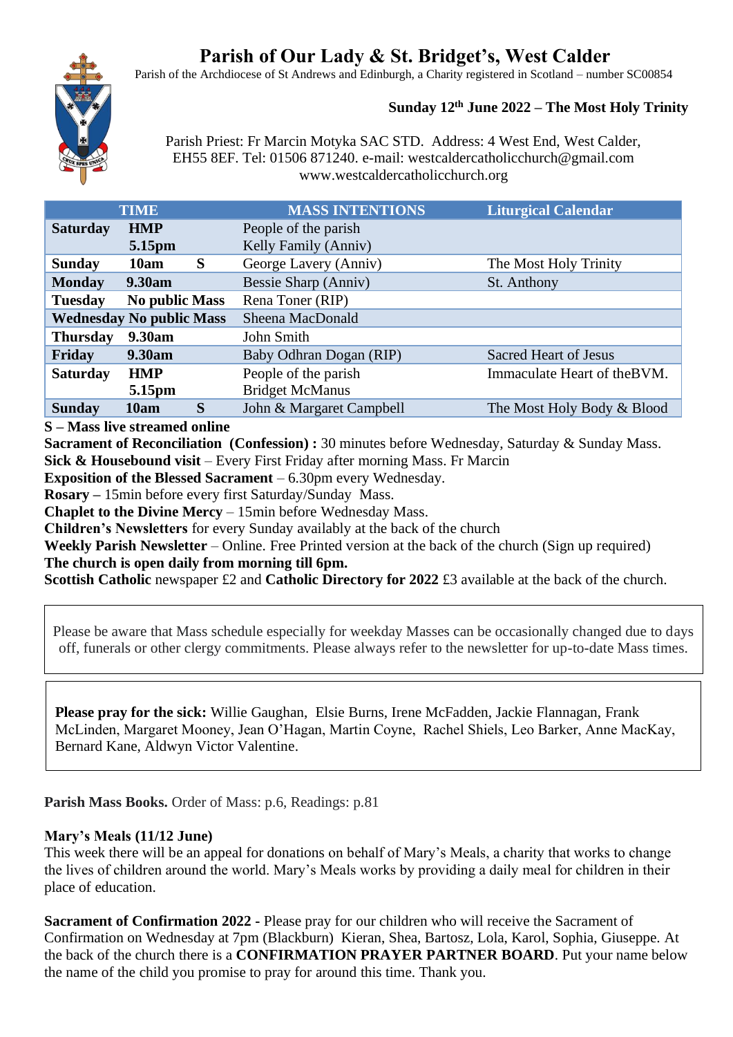# Parish of Our Lady & St. Bridget's, West Calder

Parish of the Archdiocese of St Andrews and Edinburgh, a Charity registered in Scotland – number SC00854

**Sunday 12th June 2022 – The Most Holy Trinity**

Parish Priest: Fr Marcin Motyka SAC STD. Address: 4 West End, West Calder, EH55 8EF. Tel: 01506 871240. e-mail: westcaldercatholicchurch@gmail.com www.westcaldercatholicchurch.org

| TIME | | | MASS INTENTIONS | Liturgical Calendar |
|---|---|---|---|---|
| **Saturday** | **HMP**<br>**5.15pm** | | People of the parish<br>Kelly Family (Anniv) | |
| **Sunday** | **10am** | **S** | George Lavery (Anniv) | The Most Holy Trinity |
| **Monday** | **9.30am** | | Bessie Sharp (Anniv) | St. Anthony |
| **Tuesday** | **No public Mass** | | Rena Toner (RIP) | |
| **Wednesday** | **No public Mass** | | Sheena MacDonald | |
| **Thursday** | **9.30am** | | John Smith | |
| **Friday** | **9.30am** | | Baby Odhran Dogan (RIP) | Sacred Heart of Jesus |
| **Saturday** | **HMP**<br>**5.15pm** | | People of the parish<br>Bridget McManus | Immaculate Heart of theBVM. |
| **Sunday** | **10am** | **S** | John & Margaret Campbell | The Most Holy Body & Blood |

**S – Mass live streamed online**

**Sacrament of Reconciliation (Confession) :** 30 minutes before Wednesday, Saturday & Sunday Mass.

**Sick & Housebound visit** – Every First Friday after morning Mass. Fr Marcin

**Exposition of the Blessed Sacrament** – 6.30pm every Wednesday.

**Rosary –** 15min before every first Saturday/Sunday Mass.

**Chaplet to the Divine Mercy** – 15min before Wednesday Mass.

**Children's Newsletters** for every Sunday availably at the back of the church

**Weekly Parish Newsletter** – Online. Free Printed version at the back of the church (Sign up required)

**The church is open daily from morning till 6pm.**

**Scottish Catholic** newspaper £2 and **Catholic Directory for 2022** £3 available at the back of the church.

Please be aware that Mass schedule especially for weekday Masses can be occasionally changed due to days off, funerals or other clergy commitments. Please always refer to the newsletter for up-to-date Mass times.

**Please pray for the sick:** Willie Gaughan, Elsie Burns, Irene McFadden, Jackie Flannagan, Frank McLinden, Margaret Mooney, Jean O'Hagan, Martin Coyne, Rachel Shiels, Leo Barker, Anne MacKay, Bernard Kane, Aldwyn Victor Valentine.

**Parish Mass Books.** Order of Mass: p.6, Readings: p.81

**Mary's Meals (11/12 June)**

This week there will be an appeal for donations on behalf of Mary's Meals, a charity that works to change the lives of children around the world. Mary's Meals works by providing a daily meal for children in their place of education.

**Sacrament of Confirmation 2022 -** Please pray for our children who will receive the Sacrament of Confirmation on Wednesday at 7pm (Blackburn) Kieran, Shea, Bartosz, Lola, Karol, Sophia, Giuseppe. At the back of the church there is a **CONFIRMATION PRAYER PARTNER BOARD**. Put your name below the name of the child you promise to pray for around this time. Thank you.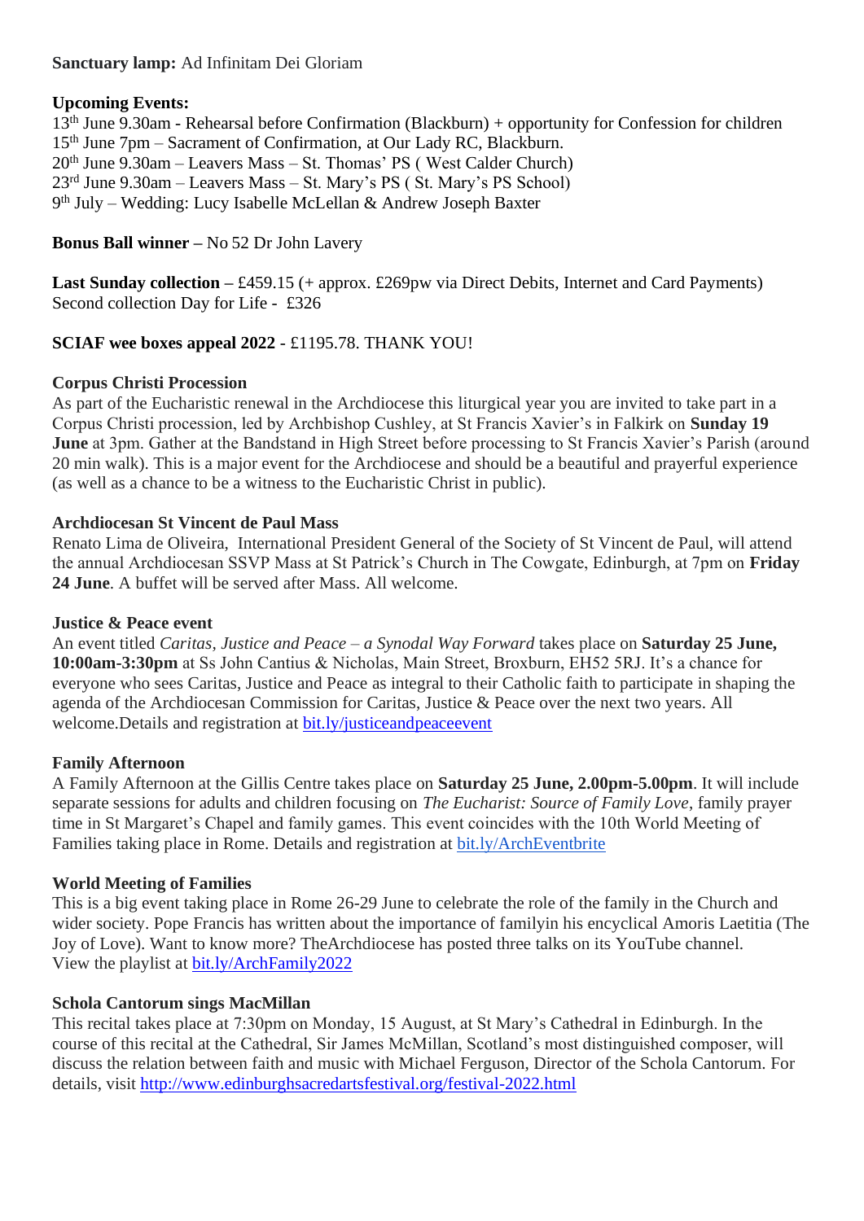**Sanctuary lamp:** Ad Infinitam Dei Gloriam

**Upcoming Events:**
13th June 9.30am - Rehearsal before Confirmation (Blackburn) + opportunity for Confession for children
15th June 7pm – Sacrament of Confirmation, at Our Lady RC, Blackburn.
20th June 9.30am – Leavers Mass – St. Thomas' PS ( West Calder Church)
23rd June 9.30am – Leavers Mass – St. Mary's PS ( St. Mary's PS School)
9th July – Wedding: Lucy Isabelle McLellan & Andrew Joseph Baxter

**Bonus Ball winner –** No 52 Dr John Lavery

**Last Sunday collection –** £459.15 (+ approx. £269pw via Direct Debits, Internet and Card Payments)
Second collection Day for Life - £326

**SCIAF wee boxes appeal 2022** - £1195.78. THANK YOU!

**Corpus Christi Procession**
As part of the Eucharistic renewal in the Archdiocese this liturgical year you are invited to take part in a Corpus Christi procession, led by Archbishop Cushley, at St Francis Xavier's in Falkirk on **Sunday 19 June** at 3pm. Gather at the Bandstand in High Street before processing to St Francis Xavier's Parish (around 20 min walk). This is a major event for the Archdiocese and should be a beautiful and prayerful experience (as well as a chance to be a witness to the Eucharistic Christ in public).

**Archdiocesan St Vincent de Paul Mass**
Renato Lima de Oliveira, International President General of the Society of St Vincent de Paul, will attend the annual Archdiocesan SSVP Mass at St Patrick's Church in The Cowgate, Edinburgh, at 7pm on **Friday 24 June**. A buffet will be served after Mass. All welcome.

**Justice & Peace event**
An event titled *Caritas, Justice and Peace – a Synodal Way Forward* takes place on **Saturday 25 June, 10:00am-3:30pm** at Ss John Cantius & Nicholas, Main Street, Broxburn, EH52 5RJ. It's a chance for everyone who sees Caritas, Justice and Peace as integral to their Catholic faith to participate in shaping the agenda of the Archdiocesan Commission for Caritas, Justice & Peace over the next two years. All welcome.Details and registration at bit.ly/justiceandpeaceevent

**Family Afternoon**
A Family Afternoon at the Gillis Centre takes place on **Saturday 25 June, 2.00pm-5.00pm**. It will include separate sessions for adults and children focusing on *The Eucharist: Source of Family Love*, family prayer time in St Margaret's Chapel and family games. This event coincides with the 10th World Meeting of Families taking place in Rome. Details and registration at bit.ly/ArchEventbrite

**World Meeting of Families**
This is a big event taking place in Rome 26-29 June to celebrate the role of the family in the Church and wider society. Pope Francis has written about the importance of familyin his encyclical Amoris Laetitia (The Joy of Love). Want to know more? TheArchdiocese has posted three talks on its YouTube channel.
View the playlist at bit.ly/ArchFamily2022

**Schola Cantorum sings MacMillan**
This recital takes place at 7:30pm on Monday, 15 August, at St Mary's Cathedral in Edinburgh. In the course of this recital at the Cathedral, Sir James McMillan, Scotland's most distinguished composer, will discuss the relation between faith and music with Michael Ferguson, Director of the Schola Cantorum. For details, visit http://www.edinburghsacredartsfestival.org/festival-2022.html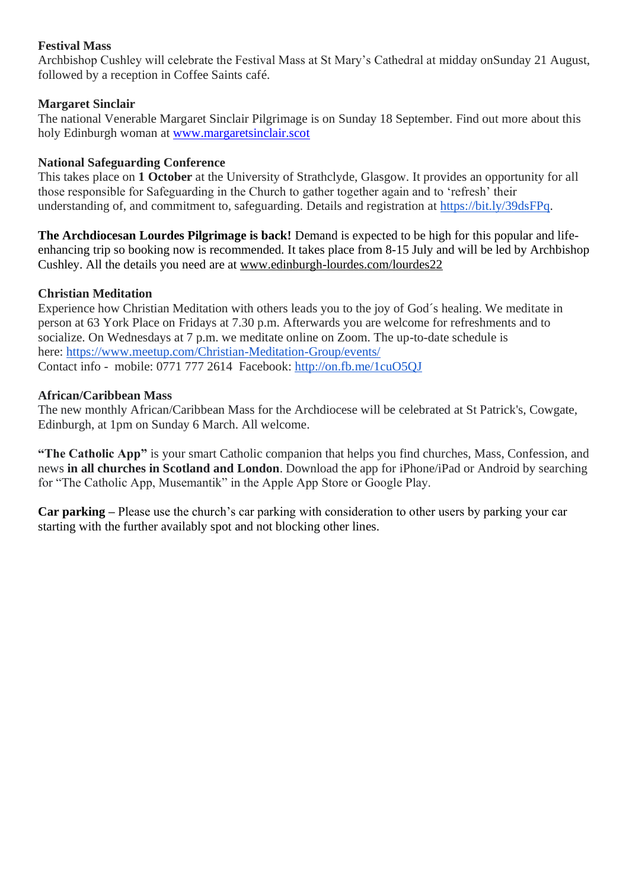**Festival Mass**
Archbishop Cushley will celebrate the Festival Mass at St Mary's Cathedral at midday onSunday 21 August, followed by a reception in Coffee Saints café.

**Margaret Sinclair**
The national Venerable Margaret Sinclair Pilgrimage is on Sunday 18 September. Find out more about this holy Edinburgh woman at [www.margaretsinclair.scot](http://www.margaretsinclair.scot)

**National Safeguarding Conference**
This takes place on **1 October** at the University of Strathclyde, Glasgow. It provides an opportunity for all those responsible for Safeguarding in the Church to gather together again and to 'refresh' their understanding of, and commitment to, safeguarding. Details and registration at [https://bit.ly/39dsFPq](https://bit.ly/39dsFPq).

**The Archdiocesan Lourdes Pilgrimage is back!** Demand is expected to be high for this popular and life-enhancing trip so booking now is recommended. It takes place from 8-15 July and will be led by Archbishop Cushley. All the details you need are at www.edinburgh-lourdes.com/lourdes22

**Christian Meditation**
Experience how Christian Meditation with others leads you to the joy of God´s healing. We meditate in person at 63 York Place on Fridays at 7.30 p.m. Afterwards you are welcome for refreshments and to socialize. On Wednesdays at 7 p.m. we meditate online on Zoom. The up-to-date schedule is here: [https://www.meetup.com/Christian-Meditation-Group/events/](https://www.meetup.com/Christian-Meditation-Group/events/)
Contact info - mobile: 0771 777 2614 Facebook: [http://on.fb.me/1cuO5QJ](http://on.fb.me/1cuO5QJ)

**African/Caribbean Mass**
The new monthly African/Caribbean Mass for the Archdiocese will be celebrated at St Patrick's, Cowgate, Edinburgh, at 1pm on Sunday 6 March. All welcome.

**"The Catholic App"** is your smart Catholic companion that helps you find churches, Mass, Confession, and news **in all churches in Scotland and London**. Download the app for iPhone/iPad or Android by searching for "The Catholic App, Musemantik" in the Apple App Store or Google Play.

**Car parking –** Please use the church's car parking with consideration to other users by parking your car starting with the further availably spot and not blocking other lines.